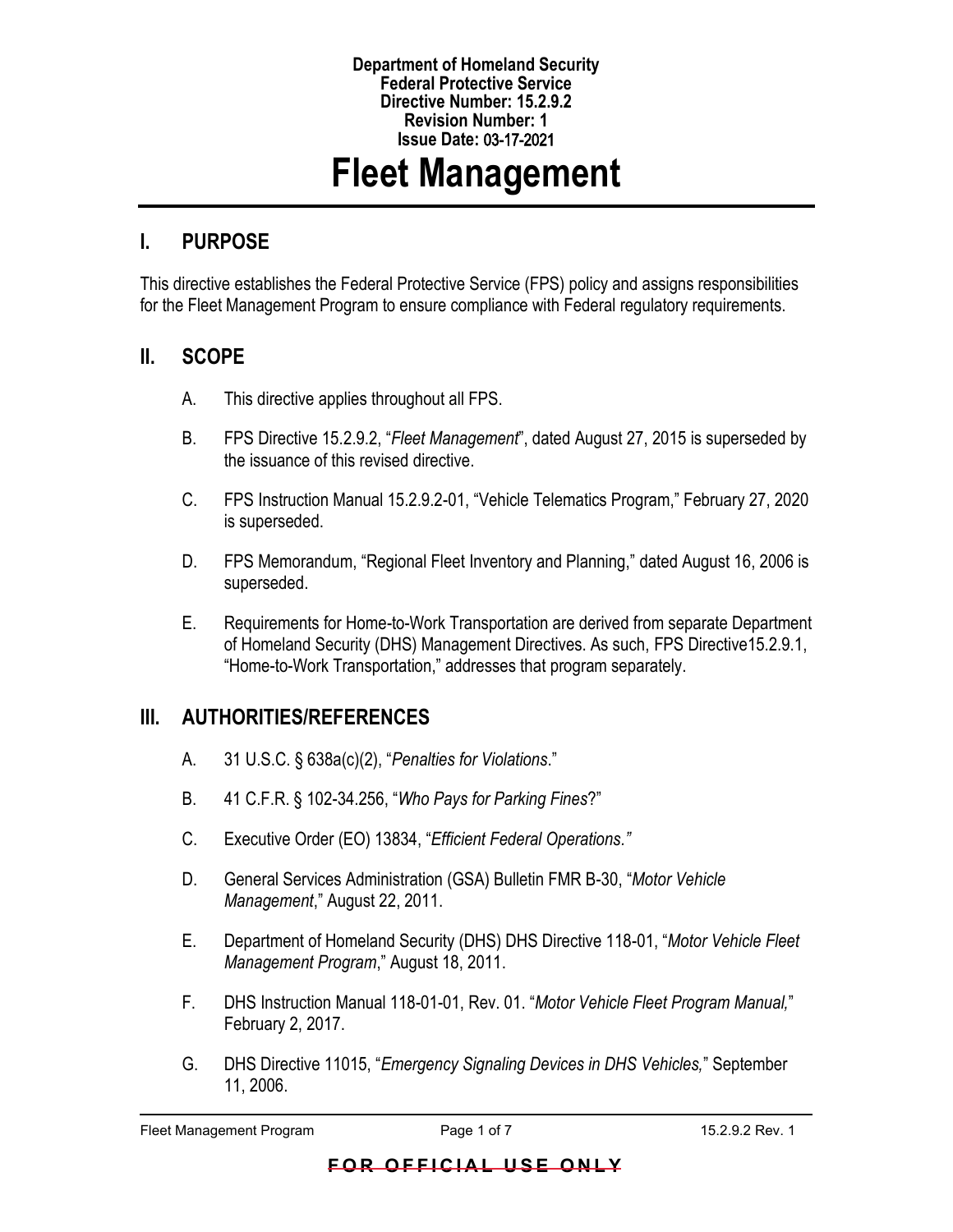**Department of Homeland Security**
**Federal Protective Service**
**Directive Number: 15.2.9.2**
**Revision Number: 1**
**Issue Date: 03-17-2021**

# Fleet Management

## I. PURPOSE

This directive establishes the Federal Protective Service (FPS) policy and assigns responsibilities for the Fleet Management Program to ensure compliance with Federal regulatory requirements.

## II. SCOPE

A. This directive applies throughout all FPS.

B. FPS Directive 15.2.9.2, "*Fleet Management*", dated August 27, 2015 is superseded by the issuance of this revised directive.

C. FPS Instruction Manual 15.2.9.2-01, "Vehicle Telematics Program," February 27, 2020 is superseded.

D. FPS Memorandum, "Regional Fleet Inventory and Planning," dated August 16, 2006 is superseded.

E. Requirements for Home-to-Work Transportation are derived from separate Department of Homeland Security (DHS) Management Directives. As such, FPS Directive15.2.9.1, "Home-to-Work Transportation," addresses that program separately.

## III. AUTHORITIES/REFERENCES

A. 31 U.S.C. § 638a(c)(2), "*Penalties for Violations*."

B. 41 C.F.R. § 102-34.256, "*Who Pays for Parking Fines*?"

C. Executive Order (EO) 13834, "*Efficient Federal Operations.*"

D. General Services Administration (GSA) Bulletin FMR B-30, "*Motor Vehicle Management*," August 22, 2011.

E. Department of Homeland Security (DHS) DHS Directive 118-01, "*Motor Vehicle Fleet Management Program*," August 18, 2011.

F. DHS Instruction Manual 118-01-01, Rev. 01. "*Motor Vehicle Fleet Program Manual,*" February 2, 2017.

G. DHS Directive 11015, "*Emergency Signaling Devices in DHS Vehicles,*" September 11, 2006.

~~FOR OFFICIAL USE ONLY~~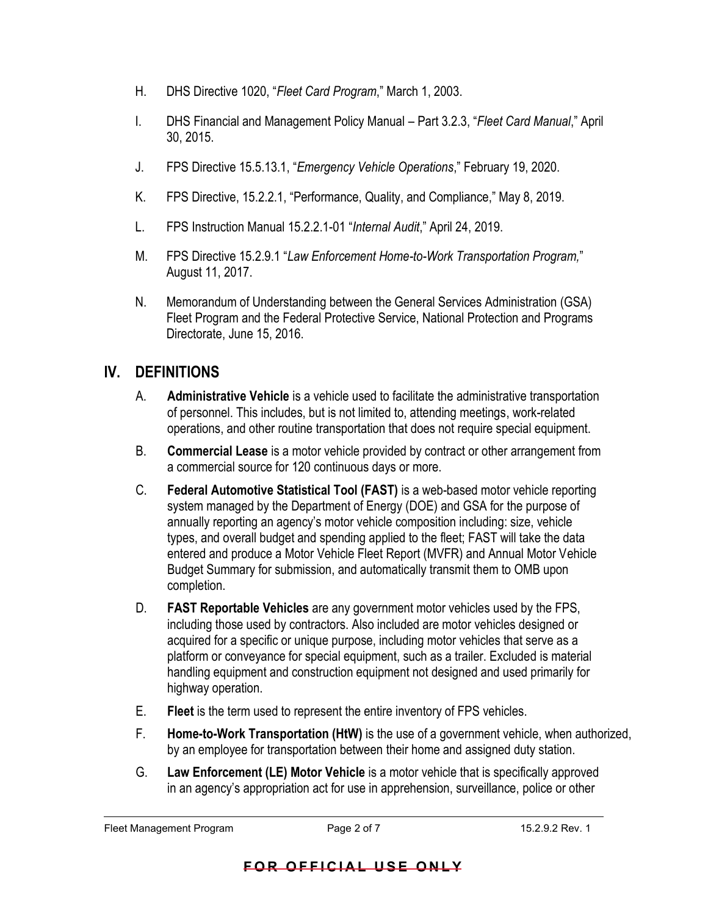H. DHS Directive 1020, "*Fleet Card Program*," March 1, 2003.

I. DHS Financial and Management Policy Manual – Part 3.2.3, "*Fleet Card Manual*," April 30, 2015.

J. FPS Directive 15.5.13.1, "*Emergency Vehicle Operations*," February 19, 2020.

K. FPS Directive, 15.2.2.1, "Performance, Quality, and Compliance," May 8, 2019.

L. FPS Instruction Manual 15.2.2.1-01 "*Internal Audit*," April 24, 2019.

M. FPS Directive 15.2.9.1 "*Law Enforcement Home-to-Work Transportation Program,*" August 11, 2017.

N. Memorandum of Understanding between the General Services Administration (GSA) Fleet Program and the Federal Protective Service, National Protection and Programs Directorate, June 15, 2016.

## IV. DEFINITIONS

A. **Administrative Vehicle** is a vehicle used to facilitate the administrative transportation of personnel. This includes, but is not limited to, attending meetings, work-related operations, and other routine transportation that does not require special equipment.

B. **Commercial Lease** is a motor vehicle provided by contract or other arrangement from a commercial source for 120 continuous days or more.

C. **Federal Automotive Statistical Tool (FAST)** is a web-based motor vehicle reporting system managed by the Department of Energy (DOE) and GSA for the purpose of annually reporting an agency's motor vehicle composition including: size, vehicle types, and overall budget and spending applied to the fleet; FAST will take the data entered and produce a Motor Vehicle Fleet Report (MVFR) and Annual Motor Vehicle Budget Summary for submission, and automatically transmit them to OMB upon completion.

D. **FAST Reportable Vehicles** are any government motor vehicles used by the FPS, including those used by contractors. Also included are motor vehicles designed or acquired for a specific or unique purpose, including motor vehicles that serve as a platform or conveyance for special equipment, such as a trailer. Excluded is material handling equipment and construction equipment not designed and used primarily for highway operation.

E. **Fleet** is the term used to represent the entire inventory of FPS vehicles.

F. **Home-to-Work Transportation (HtW)** is the use of a government vehicle, when authorized, by an employee for transportation between their home and assigned duty station.

G. **Law Enforcement (LE) Motor Vehicle** is a motor vehicle that is specifically approved in an agency's appropriation act for use in apprehension, surveillance, police or other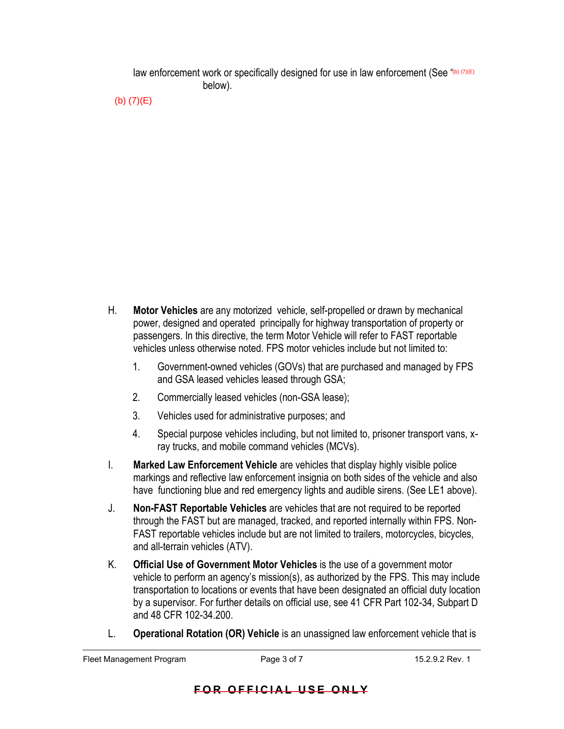law enforcement work or specifically designed for use in law enforcement (See "(b) (7)(E) below).

(b) (7)(E)

H. **Motor Vehicles** are any motorized vehicle, self-propelled or drawn by mechanical power, designed and operated principally for highway transportation of property or passengers. In this directive, the term Motor Vehicle will refer to FAST reportable vehicles unless otherwise noted. FPS motor vehicles include but not limited to:

   1. Government-owned vehicles (GOVs) that are purchased and managed by FPS and GSA leased vehicles leased through GSA;

   2. Commercially leased vehicles (non-GSA lease);

   3. Vehicles used for administrative purposes; and

   4. Special purpose vehicles including, but not limited to, prisoner transport vans, x-ray trucks, and mobile command vehicles (MCVs).

I. **Marked Law Enforcement Vehicle** are vehicles that display highly visible police markings and reflective law enforcement insignia on both sides of the vehicle and also have functioning blue and red emergency lights and audible sirens. (See LE1 above).

J. **Non-FAST Reportable Vehicles** are vehicles that are not required to be reported through the FAST but are managed, tracked, and reported internally within FPS. Non-FAST reportable vehicles include but are not limited to trailers, motorcycles, bicycles, and all-terrain vehicles (ATV).

K. **Official Use of Government Motor Vehicles** is the use of a government motor vehicle to perform an agency's mission(s), as authorized by the FPS. This may include transportation to locations or events that have been designated an official duty location by a supervisor. For further details on official use, see 41 CFR Part 102-34, Subpart D and 48 CFR 102-34.200.

L. **Operational Rotation (OR) Vehicle** is an unassigned law enforcement vehicle that is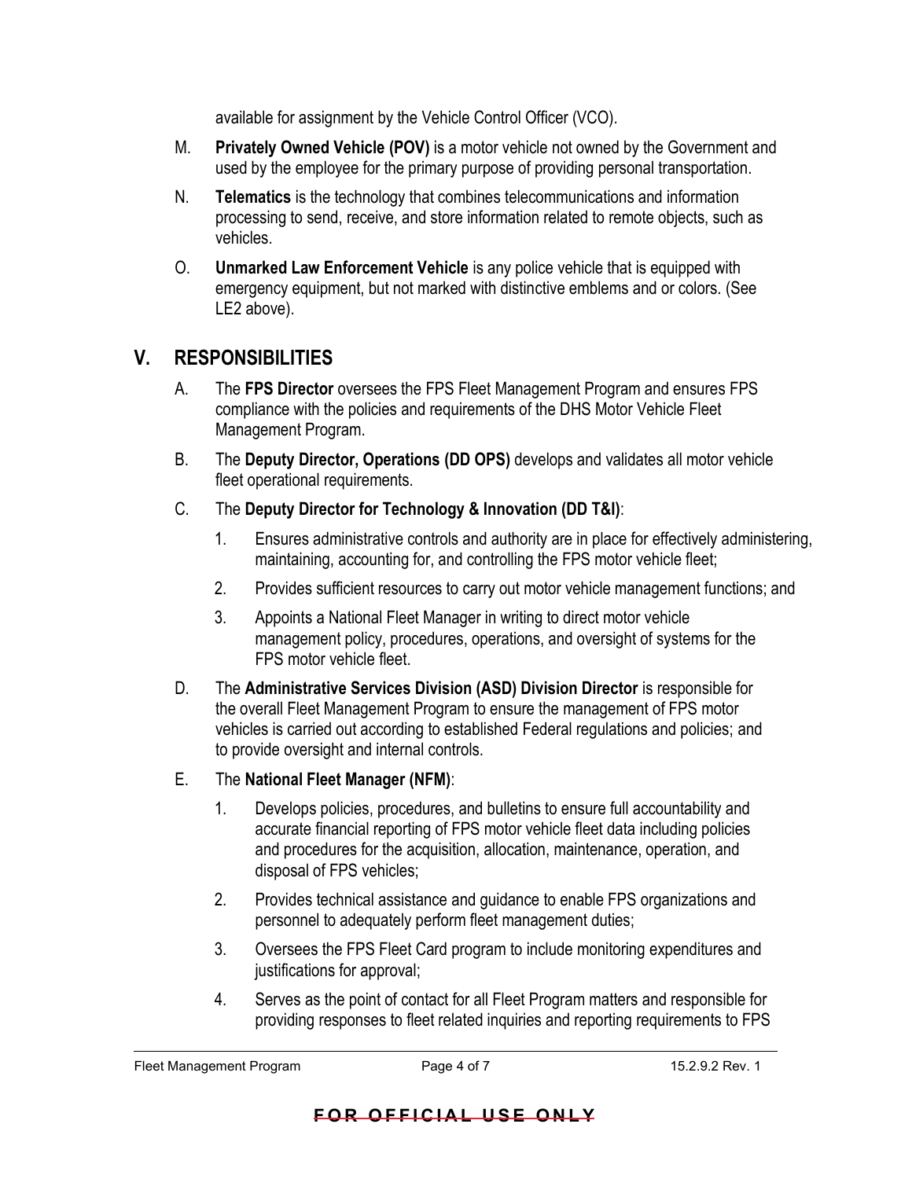available for assignment by the Vehicle Control Officer (VCO).

M. **Privately Owned Vehicle (POV)** is a motor vehicle not owned by the Government and used by the employee for the primary purpose of providing personal transportation.

N. **Telematics** is the technology that combines telecommunications and information processing to send, receive, and store information related to remote objects, such as vehicles.

O. **Unmarked Law Enforcement Vehicle** is any police vehicle that is equipped with emergency equipment, but not marked with distinctive emblems and or colors. (See LE2 above).

## V. RESPONSIBILITIES

A. The **FPS Director** oversees the FPS Fleet Management Program and ensures FPS compliance with the policies and requirements of the DHS Motor Vehicle Fleet Management Program.

B. The **Deputy Director, Operations (DD OPS)** develops and validates all motor vehicle fleet operational requirements.

C. The **Deputy Director for Technology & Innovation (DD T&I)**:

1. Ensures administrative controls and authority are in place for effectively administering, maintaining, accounting for, and controlling the FPS motor vehicle fleet;
2. Provides sufficient resources to carry out motor vehicle management functions; and
3. Appoints a National Fleet Manager in writing to direct motor vehicle management policy, procedures, operations, and oversight of systems for the FPS motor vehicle fleet.

D. The **Administrative Services Division (ASD) Division Director** is responsible for the overall Fleet Management Program to ensure the management of FPS motor vehicles is carried out according to established Federal regulations and policies; and to provide oversight and internal controls.

E. The **National Fleet Manager (NFM)**:

1. Develops policies, procedures, and bulletins to ensure full accountability and accurate financial reporting of FPS motor vehicle fleet data including policies and procedures for the acquisition, allocation, maintenance, operation, and disposal of FPS vehicles;
2. Provides technical assistance and guidance to enable FPS organizations and personnel to adequately perform fleet management duties;
3. Oversees the FPS Fleet Card program to include monitoring expenditures and justifications for approval;
4. Serves as the point of contact for all Fleet Program matters and responsible for providing responses to fleet related inquiries and reporting requirements to FPS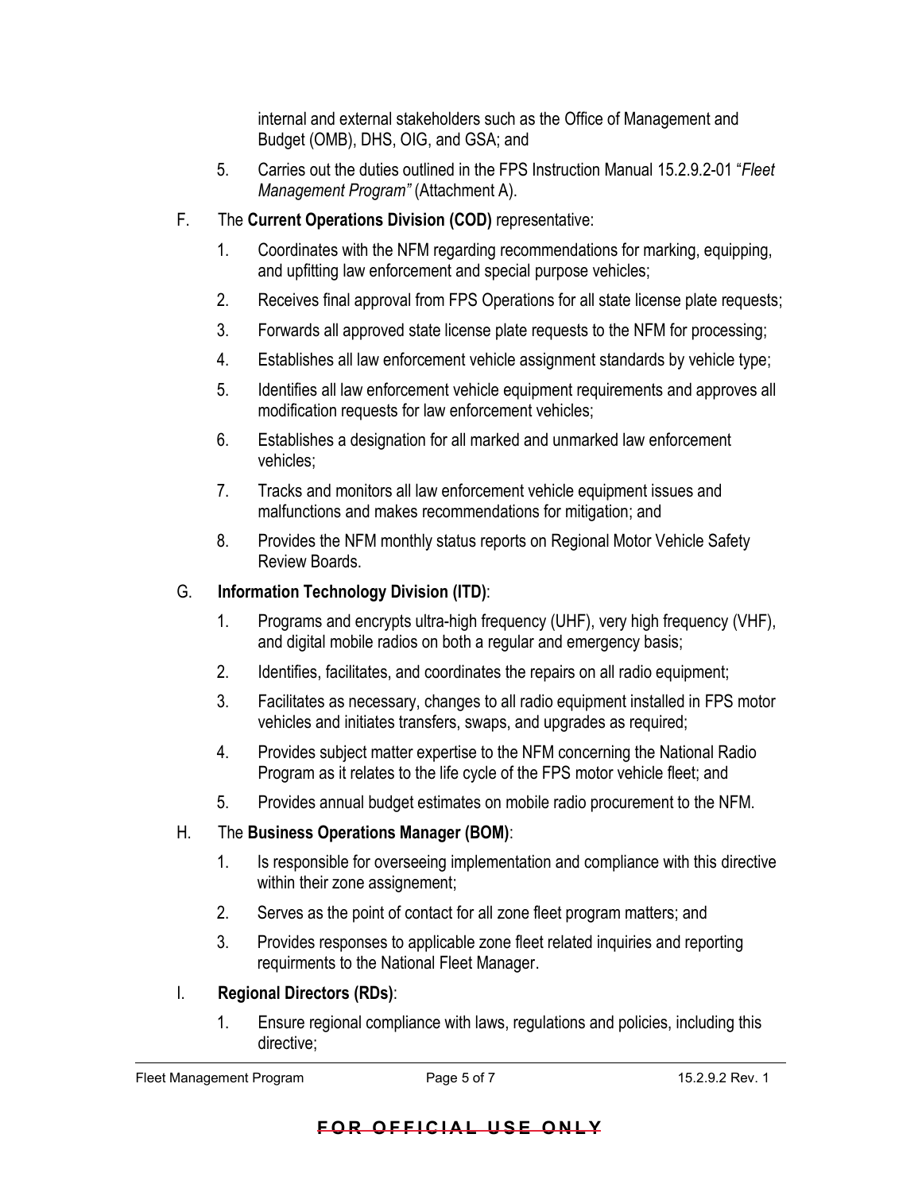internal and external stakeholders such as the Office of Management and Budget (OMB), DHS, OIG, and GSA; and

5. Carries out the duties outlined in the FPS Instruction Manual 15.2.9.2-01 "*Fleet Management Program"* (Attachment A).

F. The **Current Operations Division (COD)** representative:

1. Coordinates with the NFM regarding recommendations for marking, equipping, and upfitting law enforcement and special purpose vehicles;
2. Receives final approval from FPS Operations for all state license plate requests;
3. Forwards all approved state license plate requests to the NFM for processing;
4. Establishes all law enforcement vehicle assignment standards by vehicle type;
5. Identifies all law enforcement vehicle equipment requirements and approves all modification requests for law enforcement vehicles;
6. Establishes a designation for all marked and unmarked law enforcement vehicles;
7. Tracks and monitors all law enforcement vehicle equipment issues and malfunctions and makes recommendations for mitigation; and
8. Provides the NFM monthly status reports on Regional Motor Vehicle Safety Review Boards.

G. **Information Technology Division (ITD)**:

1. Programs and encrypts ultra-high frequency (UHF), very high frequency (VHF), and digital mobile radios on both a regular and emergency basis;
2. Identifies, facilitates, and coordinates the repairs on all radio equipment;
3. Facilitates as necessary, changes to all radio equipment installed in FPS motor vehicles and initiates transfers, swaps, and upgrades as required;
4. Provides subject matter expertise to the NFM concerning the National Radio Program as it relates to the life cycle of the FPS motor vehicle fleet; and
5. Provides annual budget estimates on mobile radio procurement to the NFM.

H. The **Business Operations Manager (BOM)**:

1. Is responsible for overseeing implementation and compliance with this directive within their zone assignement;
2. Serves as the point of contact for all zone fleet program matters; and
3. Provides responses to applicable zone fleet related inquiries and reporting requirments to the National Fleet Manager.

I. **Regional Directors (RDs)**:

1. Ensure regional compliance with laws, regulations and policies, including this directive;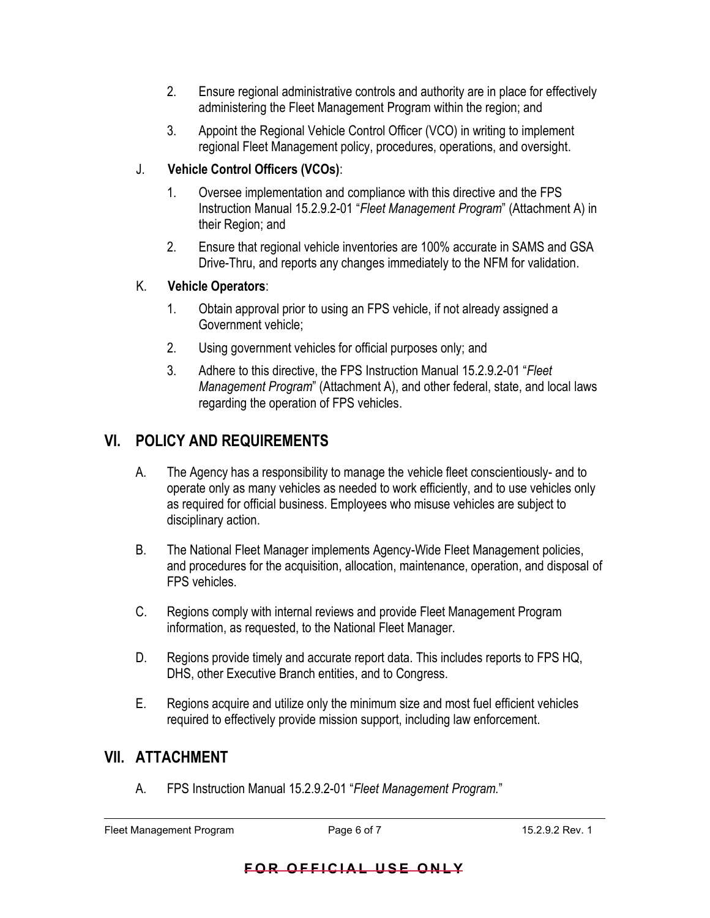2. Ensure regional administrative controls and authority are in place for effectively administering the Fleet Management Program within the region; and

3. Appoint the Regional Vehicle Control Officer (VCO) in writing to implement regional Fleet Management policy, procedures, operations, and oversight.

J. **Vehicle Control Officers (VCOs)**:

1. Oversee implementation and compliance with this directive and the FPS Instruction Manual 15.2.9.2-01 "*Fleet Management Program*" (Attachment A) in their Region; and

2. Ensure that regional vehicle inventories are 100% accurate in SAMS and GSA Drive-Thru, and reports any changes immediately to the NFM for validation.

K. **Vehicle Operators**:

1. Obtain approval prior to using an FPS vehicle, if not already assigned a Government vehicle;

2. Using government vehicles for official purposes only; and

3. Adhere to this directive, the FPS Instruction Manual 15.2.9.2-01 "*Fleet Management Program*" (Attachment A), and other federal, state, and local laws regarding the operation of FPS vehicles.

## VI. POLICY AND REQUIREMENTS

A. The Agency has a responsibility to manage the vehicle fleet conscientiously- and to operate only as many vehicles as needed to work efficiently, and to use vehicles only as required for official business. Employees who misuse vehicles are subject to disciplinary action.

B. The National Fleet Manager implements Agency-Wide Fleet Management policies, and procedures for the acquisition, allocation, maintenance, operation, and disposal of FPS vehicles.

C. Regions comply with internal reviews and provide Fleet Management Program information, as requested, to the National Fleet Manager.

D. Regions provide timely and accurate report data. This includes reports to FPS HQ, DHS, other Executive Branch entities, and to Congress.

E. Regions acquire and utilize only the minimum size and most fuel efficient vehicles required to effectively provide mission support, including law enforcement.

## VII. ATTACHMENT

A. FPS Instruction Manual 15.2.9.2-01 "*Fleet Management Program.*"

~~FOR OFFICIAL USE ONLY~~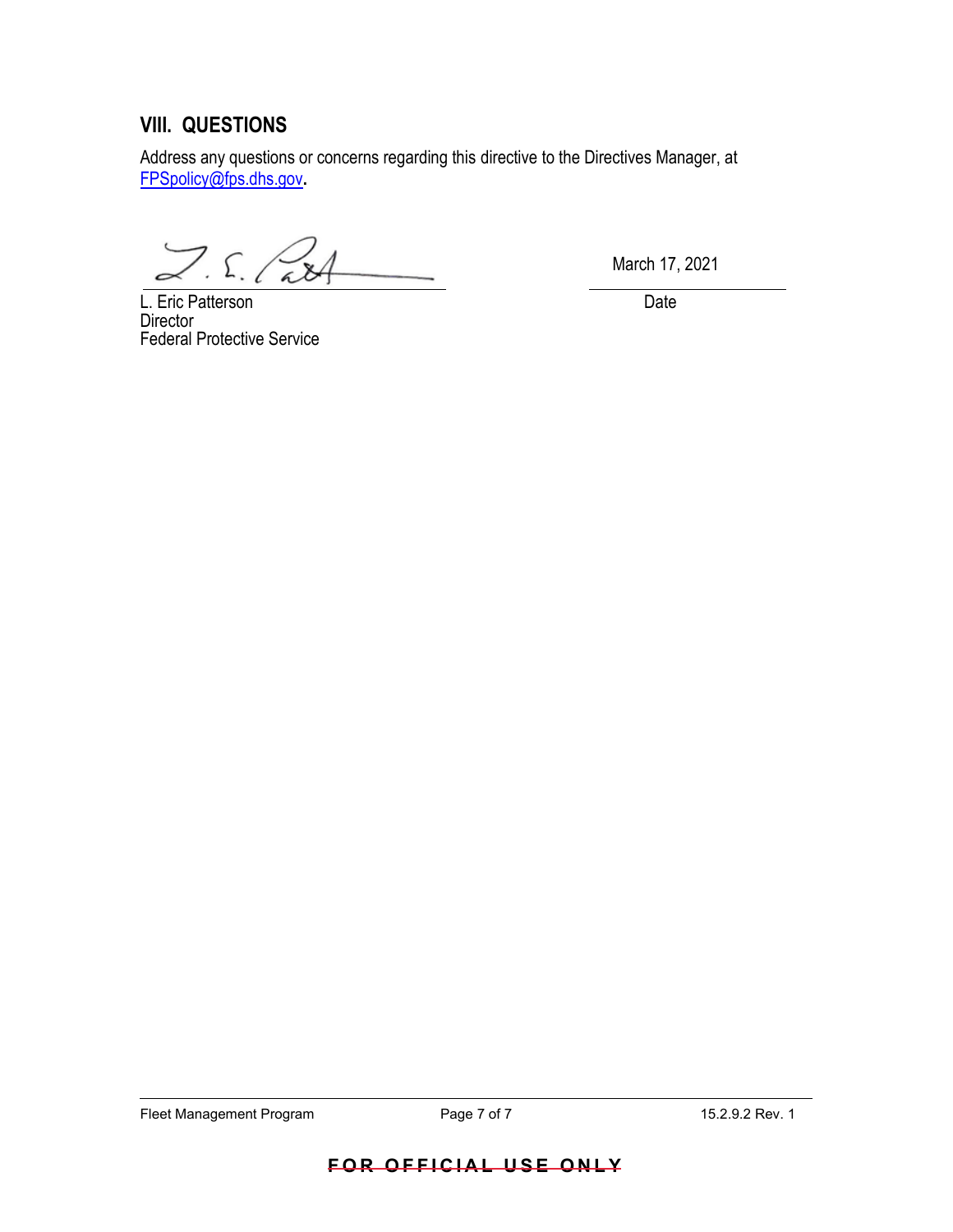## VIII. QUESTIONS

Address any questions or concerns regarding this directive to the Directives Manager, at FPSpolicy@fps.dhs.gov.

L. Eric Patterson
Director
Federal Protective Service

March 17, 2021
Date

~~FOR OFFICIAL USE ONLY~~